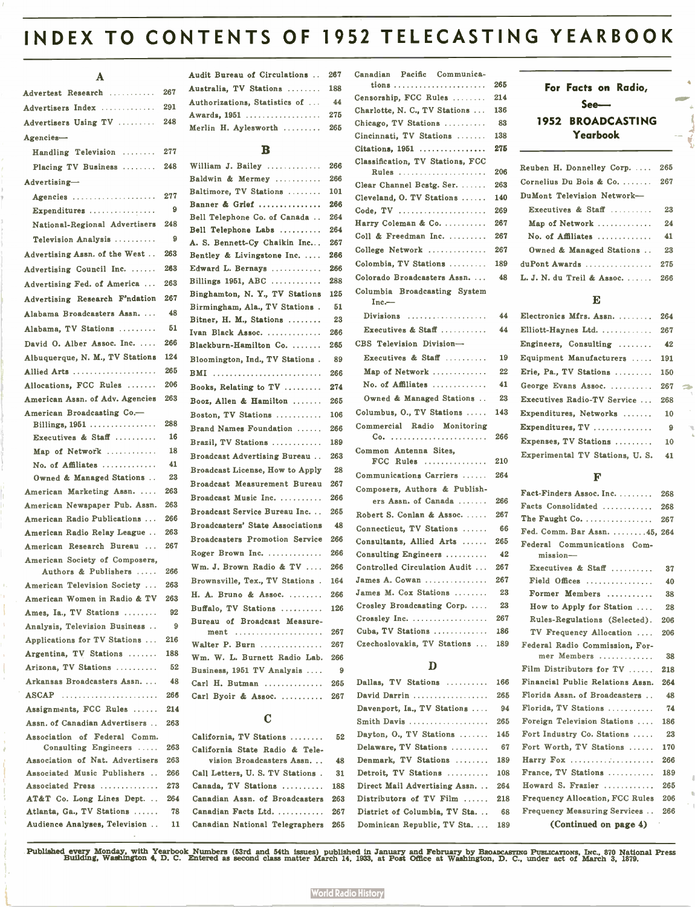# INDEX TO CONTENTS OF 1952 TELECASTING YEARBOOK

## A

Advertest Research ........... 267
Advertisers Index ............. 291
Advertisers Using TV ......... 248
Agencies—
  Handling Television ........ 277
  Placing TV Business ........ 248
Advertising—
  Agencies .................... 277
  Expenditures ................ 9
  National-Regional Advertisers 248
  Television Analysis .......... 9
Advertising Assn. of the West .. 263
Advertising Council Inc. ...... 263
Advertising Fed. of America ... 263
Advertising Research F'ndation 267
Alabama Broadcasters Assn. ... 48
Alabama, TV Stations ......... 51
David O. Alber Assoc. Inc. .... 266
Albuquerque, N. M., TV Stations 124
Allied Arts .................... 265
Allocations, FCC Rules ....... 206
American Assn. of Adv. Agencies 263
American Broadcasting Co.—
  Billings, 1951 ............... 288
  Executives & Staff .......... 16
  Map of Network ............ 18
  No. of Affiliates ............ 41
  Owned & Managed Stations .. 23
American Marketing Assn. .... 263
American Newspaper Pub. Assn. 263
American Radio Publications ... 266
American Radio Relay League .. 263
American Research Bureau ... 267
American Society of Composers, Authors & Publishers ..... 266
American Television Society ... 263
American Women in Radio & TV 263
Ames, Ia., TV Stations ........ 92
Analysis, Television Business .. 9
Applications for TV Stations ... 216
Argentina, TV Stations ....... 188
Arizona, TV Stations .......... 52
Arkansas Broadcasters Assn. ... 48
ASCAP ....................... 266
Assignments, FCC Rules ...... 214
Assn. of Canadian Advertisers .. 263
Association of Federal Comm. Consulting Engineers ..... 263
Association of Nat. Advertisers 263
Associated Music Publishers .. 266
Associated Press .............. 273
AT&T Co. Long Lines Dept. .. 264
Atlanta, Ga., TV Stations ...... 78
Audience Analyses, Television .. 11
Audit Bureau of Circulations .. 267
Australia, TV Stations ........ 188
Authorizations, Statistics of ... 44
Awards, 1951 .................. 275
Merlin H. Aylesworth ......... 265

## B

William J. Bailey ............. 266
Baldwin & Mermey ........... 266
Baltimore, TV Stations ........ 101
Banner & Grief ............... 266
Bell Telephone Co. of Canada .. 264
Bell Telephone Labs .......... 264
A. S. Bennett-Cy Chaikin Inc... 267
Bentley & Livingstone Inc. .... 266
Edward L. Bernays ........... 266
Billings 1951, ABC ........... 288
Binghamton, N. Y., TV Stations 125
Birmingham, Ala., TV Stations . 51
Bitner, H. M., Stations ........ 23
Ivan Black Assoc. ............. 266
Blackburn-Hamilton Co. ....... 265
Bloomington, Ind., TV Stations . 89
BMI .......................... 266
Books, Relating to TV ........ 274
Booz, Allen & Hamilton ....... 265
Boston, TV Stations ........... 106
Brand Names Foundation ...... 266
Brazil, TV Stations ............ 189
Broadcast Advertising Bureau .. 263
Broadcast License, How to Apply 28
Broadcast Measurement Bureau 267
Broadcast Music Inc. .......... 266
Broadcast Service Bureau Inc. .. 265
Broadcasters' State Associations 48
Broadcasters Promotion Service 266
Roger Brown Inc. ............. 266
Wm. J. Brown Radio & TV .... 266
Brownsville, Tex., TV Stations . 164
H. A. Bruno & Assoc. ........ 266
Buffalo, TV Stations .......... 126
Bureau of Broadcast Measurement ..................... 267
Walter P. Burn .............. 267
Wm. W. L. Burnett Radio Lab. 266
Business, 1951 TV Analysis .... 9
Carl H. Butman .............. 265
Carl Byoir & Assoc. .......... 267

## C

California, TV Stations ........ 52
California State Radio & Television Broadcasters Assn. .. 48
Call Letters, U. S. TV Stations . 31
Canada, TV Stations .......... 188
Canadian Assn. of Broadcasters 263
Canadian Facts Ltd. ........... 267
Canadian National Telegraphers 265
Canadian Pacific Communications ...................... 265
Censorship, FCC Rules ........ 214
Charlotte, N. C., TV Stations ... 136
Chicago, TV Stations .......... 83
Cincinnati, TV Stations ....... 138
Citations, 1951 ................ 275
Classification, TV Stations, FCC Rules ..................... 206
Clear Channel Bcstg. Ser. ...... 263
Cleveland, O. TV Stations ...... 140
Code, TV ..................... 269
Harry Coleman & Co. .......... 267
Coll & Freedman Inc. ......... 267
College Network .............. 267
Colombia, TV Stations ......... 189
Colorado Broadcasters Assn. .... 48
Columbia Broadcasting System Inc.—
  Divisions ................... 44
  Executives & Staff ........... 44
CBS Television Division—
  Executives & Staff .......... 19
  Map of Network ............ 22
  No. of Affiliates ............ 41
  Owned & Managed Stations .. 23
Columbus, O., TV Stations ..... 143
Commercial Radio Monitoring Co. ....................... 266
Common Antenna Sites, FCC Rules .............. 210
Communications Carriers ...... 264
Composers, Authors & Publishers Assn. of Canada ....... 266
Robert S. Conlan & Assoc. ..... 267
Connecticut, TV Stations ...... 66
Consultants, Allied Arts ...... 265
Consulting Engineers .......... 42
Controlled Circulation Audit ... 267
James A. Cowan .............. 267
James M. Cox Stations ........ 23
Crosley Broadcasting Corp. .... 23
Crossley Inc. .................. 267
Cuba, TV Stations ............ 186
Czechoslovakia, TV Stations ... 189

## D

Dallas, TV Stations .......... 166
David Darrin ................. 265
Davenport, Ia., TV Stations .... 94
Smith Davis .................. 265
Dayton, O., TV Stations ....... 145
Delaware, TV Stations ......... 67
Denmark, TV Stations ........ 189
Detroit, TV Stations .......... 108
Direct Mail Advertising Assn. .. 264
Distributors of TV Film ...... 218
District of Columbia, TV Sta. .. 68
Dominican Republic, TV Sta. ... 189

**For Facts on Radio, See— 1952 BROADCASTING Yearbook**

Reuben H. Donnelley Corp. .... 265
Cornelius Du Bois & Co. ....... 267
DuMont Television Network—
  Executives & Staff .......... 23
  Map of Network ............ 24
  No. of Affiliates ............ 41
  Owned & Managed Stations .. 23
duPont Awards ................ 275
L. J. N. du Treil & Assoc. ...... 266

## E

Electronics Mfrs. Assn. ........ 264
Elliott-Haynes Ltd. ............ 267
Engineers, Consulting ........ 42
Equipment Manufacturers ..... 191
Erie, Pa., TV Stations ......... 150
George Evans Assoc. .......... 267
Executives Radio-TV Service ... 268
Expenditures, Networks ....... 10
Expenditures, TV ............. 9
Expenses, TV Stations ......... 10
Experimental TV Stations, U. S. 41

## F

Fact-Finders Assoc. Inc. ....... 268
Facts Consolidated ............ 268
The Faught Co. ................ 267
Fed. Comm. Bar Assn. ........45, 264
Federal Communications Commission—
  Executives & Staff .......... 37
  Field Offices ............... 40
  Former Members ........... 38
  How to Apply for Station .... 28
  Rules-Regulations (Selected). 206
  TV Frequency Allocation .... 206
Federal Radio Commission, Former Members ............. 38
Film Distributors for TV ...... 218
Financial Public Relations Assn. 264
Florida Assn. of Broadcasters .. 48
Florida, TV Stations ........... 74
Foreign Television Stations .... 186
Fort Industry Co. Stations ..... 23
Fort Worth, TV Stations ...... 170
Harry Fox .................... 266
France, TV Stations ........... 189
Howard S. Frazier ............ 265
Frequency Allocation, FCC Rules 206
Frequency Measuring Services .. 266

(Continued on page 4)

Published every Monday, with Yearbook Numbers (53rd and 54th issues) published in January and February by Broadcasting Publications, Inc., 870 National Press Building, Washington 4, D. C. Entered as second class matter March 14, 1933, at Post Office at Washington, D. C., under act of March 3, 1879.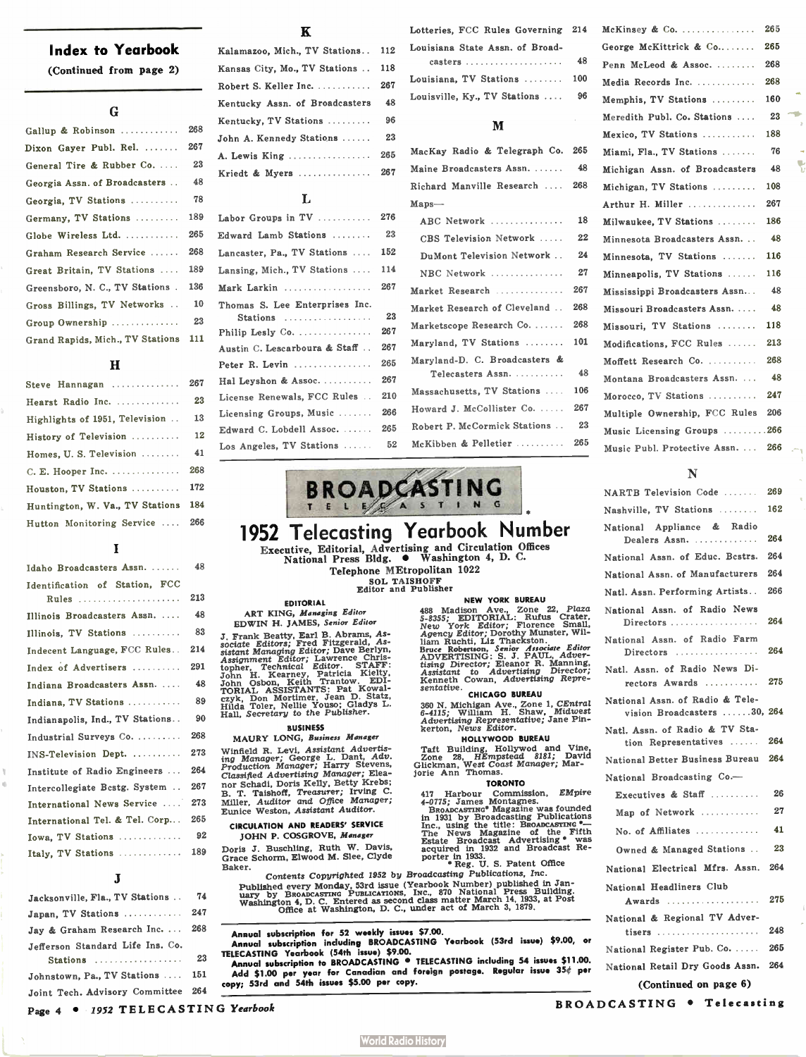## Index to Yearbook

(Continued from page 2)

### G

Gallup & Robinson ............ 268
Dixon Gayer Publ. Rel. ....... 267
General Tire & Rubber Co. .... 23
Georgia Assn. of Broadcasters .. 48
Georgia, TV Stations .......... 78
Germany, TV Stations ......... 189
Globe Wireless Ltd. ........... 265
Graham Research Service ...... 268
Great Britain, TV Stations .... 189
Greensboro, N. C., TV Stations . 136
Gross Billings, TV Networks .. 10
Group Ownership ............. 23
Grand Rapids, Mich., TV Stations 111

### H

Steve Hannagan .............. 267
Hearst Radio Inc. ............. 23
Highlights of 1951, Television .. 13
History of Television .......... 12
Homes, U. S. Television ........ 41
C. E. Hooper Inc. .............. 268
Houston, TV Stations .......... 172
Huntington, W. Va., TV Stations 184
Hutton Monitoring Service .... 266

### I

Idaho Broadcasters Assn. ....... 48
Identification of Station, FCC Rules ..................... 213
Illinois Broadcasters Assn. .... 48
Illinois, TV Stations .......... 83
Indecent Language, FCC Rules.. 214
Index of Advertisers .......... 291
Indiana Broadcasters Assn. .... 48
Indiana, TV Stations ........... 89
Indianapolis, Ind., TV Stations.. 90
Industrial Surveys Co. ......... 268
INS-Television Dept. .......... 273
Institute of Radio Engineers ... 264
Intercollegiate Bcstg. System .. 267
International News Service .... 273
International Tel. & Tel. Corp... 265
Iowa, TV Stations ............. 92
Italy, TV Stations ............. 189

### J

Jacksonville, Fla., TV Stations .. 74
Japan, TV Stations ........... 247
Jay & Graham Research Inc. ... 268
Jefferson Standard Life Ins. Co. Stations ................. 23
Johnstown, Pa., TV Stations .... 151
Joint Tech. Advisory Committee 264

### K

Kalamazoo, Mich., TV Stations.. 112
Kansas City, Mo., TV Stations .. 118
Robert S. Keller Inc. ........... 267
Kentucky Assn. of Broadcasters 48
Kentucky, TV Stations ......... 96
John A. Kennedy Stations ...... 23
A. Lewis King ................. 265
Kriedt & Myers ............... 267

### L

Labor Groups in TV ........... 276
Edward Lamb Stations ........ 23
Lancaster, Pa., TV Stations .... 152
Lansing, Mich., TV Stations .... 114
Mark Larkin .................. 267
Thomas S. Lee Enterprises Inc. Stations .................. 23
Philip Lesly Co. ............... 267
Austin C. Lescarboura & Staff .. 267
Peter R. Levin ................ 265
Hal Leyshon & Assoc. .......... 267
License Renewals, FCC Rules .. 210
Licensing Groups, Music ....... 266
Edward C. Lobdell Assoc. ...... 265
Los Angeles, TV Stations ...... 52
Lotteries, FCC Rules Governing 214
Louisiana State Assn. of Broadcasters .................... 48
Louisiana, TV Stations ........ 100
Louisville, Ky., TV Stations .... 96

### M

MacKay Radio & Telegraph Co. 265
Maine Broadcasters Assn. ...... 48
Richard Manville Research .... 268
Maps—
- ABC Network ............... 18
- CBS Television Network ..... 22
- DuMont Television Network .. 24
- NBC Network ............... 27

Market Research .............. 267
Market Research of Cleveland .. 268
Marketscope Research Co. ....... 268
Maryland, TV Stations ........ 101
Maryland-D. C. Broadcasters & Telecasters Assn. ........... 48
Massachusetts, TV Stations .... 106
Howard J. McCollister Co. ...... 267
Robert P. McCormick Stations .. 23
McKibben & Pelletier .......... 265
McKinsey & Co. ............... 265
George McKittrick & Co........ 265
Penn McLeod & Assoc. ........ 268
Media Records Inc. ............ 268
Memphis, TV Stations ......... 160
Meredith Publ. Co. Stations .... 23
Mexico, TV Stations ........... 188
Miami, Fla., TV Stations ....... 76
Michigan Assn. of Broadcasters 48
Michigan, TV Stations ......... 108
Arthur H. Miller .............. 267
Milwaukee, TV Stations ........ 186
Minnesota Broadcasters Assn. .. 48
Minnesota, TV Stations ....... 116
Minneapolis, TV Stations ...... 116
Mississippi Broadcasters Assn... 48
Missouri Broadcasters Assn. .... 48
Missouri, TV Stations ........ 118
Modifications, FCC Rules ...... 213
Moffett Research Co. .......... 268
Montana Broadcasters Assn. ... 48
Morocco, TV Stations .......... 247
Multiple Ownership, FCC Rules 206
Music Licensing Groups .........266
Music Publ. Protective Assn. ... 266

### N

NARTB Television Code ....... 269
Nashville, TV Stations ........ 162
National Appliance & Radio Dealers Assn. ............. 264
National Assn. of Educ. Bcstrs. 264
National Assn. of Manufacturers 264
Natl. Assn. Performing Artists.. 266
National Assn. of Radio News Directors .................. 264
National Assn. of Radio Farm Directors ................. 264
Natl. Assn. of Radio News Directors Awards ........... 275
National Assn. of Radio & Television Broadcasters ......30, 264
Natl. Assn. of Radio & TV Station Representatives ...... 264
National Better Business Bureau 264
National Broadcasting Co.—
- Executives & Staff .......... 26
- Map of Network ............ 27
- No. of Affiliates ............. 41
- Owned & Managed Stations .. 23

National Electrical Mfrs. Assn. 264
National Headliners Club Awards ................... 275
National & Regional TV Advertisers ..................... 248
National Register Pub. Co. ..... 265
National Retail Dry Goods Assn. 264

(Continued on page 6)

---

# BROADCASTING • TELECASTING

## 1952 Telecasting Yearbook Number

Executive, Editorial, Advertising and Circulation Offices
National Press Bldg. • Washington 4, D. C.
Telephone MEtropolitan 1022

SOL TAISHOFF
Editor and Publisher

**EDITORIAL**

ART KING, *Managing Editor*
EDWIN H. JAMES, *Senior Editor*

J. Frank Beatty, Earl B. Abrams, *Associate Editors;* Fred Fitzgerald, *Assistant Managing Editor;* Dave Berlyn, *Assignment Editor;* Lawrence Christopher, *Technical Editor.* STAFF: John H. Kearney, Patricia Kielty, John Osbon, Keith Trantow. EDITORIAL ASSISTANTS: Pat Kowalczyk, Don Mortimer, Jean D. Statz, Hilda Toler, Nellie Youso; Gladys L. Hall, *Secretary to the Publisher.*

**BUSINESS**

MAURY LONG, *Business Manager*

Winfield R. Levi, *Assistant Advertising Manager;* George L. Dant, *Adv. Production Manager;* Harry Stevens, *Classified Advertising Manager;* Eleanor Schadi, Doris Kelly, Betty Krebs; B. T. Taishoff, *Treasurer;* Irving C. Miller, *Auditor and Office Manager;* Eunice Weston, *Assistant Auditor.*

**CIRCULATION AND READERS' SERVICE**

JOHN P. COSGROVE, *Manager*

Doris J. Buschling, Ruth W. Davis, Grace Schorm, Elwood M. Slee, Clyde Baker.

**NEW YORK BUREAU**

488 Madison Ave., Zone 22, *Plaza 5-8355;* EDITORIAL: Rufus Crater, *New York Editor;* Florence Small, *Agency Editor;* Dorothy Munster, William Ruchti, Liz Thackston.
Bruce Robertson, *Senior Associate Editor*
ADVERTISING: S. J. PAUL, *Advertising Director;* Eleanor R. Manning, *Assistant to Advertising Director;* Kenneth Cowan, *Advertising Representative.*

**CHICAGO BUREAU**

360 N. Michigan Ave., Zone 1, *CEntral 6-4115;* William H. Shaw, *Midwest Advertising Representative;* Jane Pinkerton, *News Editor.*

**HOLLYWOOD BUREAU**

Taft Building, Hollywood and Vine, Zone 28, *HEmpstead 8181;* David Glickman, *West Coast Manager;* Marjorie Ann Thomas.

**TORONTO**

417 Harbour Commission, *EMpire 4-0775;* James Montagnes.

BROADCASTING* Magazine was founded in 1931 by Broadcasting Publications Inc., using the title: BROADCASTING*—The News Magazine of the Fifth Estate Broadcast Advertising* was acquired in 1932 and Broadcast Reporter in 1933.

\* Reg. U. S. Patent Office

*Contents Copyrighted 1952 by Broadcasting Publications, Inc.*

Published every Monday, 53rd issue (Yearbook Number) published in January by BROADCASTING PUBLICATIONS, INC., 870 National Press Building. Washington 4, D. C. Entered as second class matter March 14, 1933, at Post Office at Washington, D. C., under act of March 3, 1879.

**Annual subscription for 52 weekly issues $7.00.**
**Annual subscription including BROADCASTING Yearbook (53rd issue) $9.00, or TELECASTING Yearbook (54th issue) $9.00.**
**Annual subscription to BROADCASTING • TELECASTING including 54 issues $11.00.**
**Add $1.00 per year for Canadian and foreign postage. Regular issue 35¢ per copy; 53rd and 54th issues $5.00 per copy.**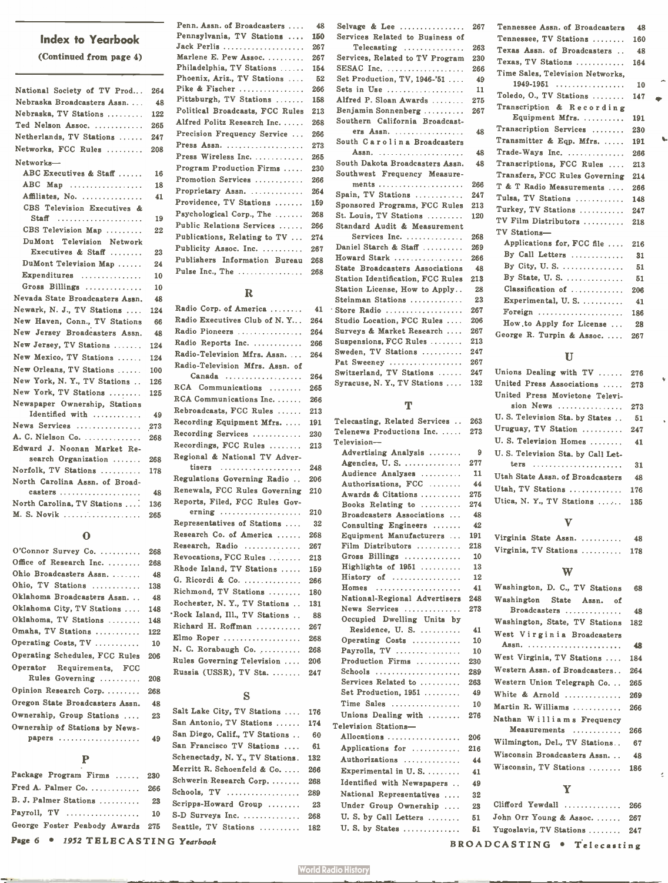## Index to Yearbook

(Continued from page 4)

National Society of TV Prod... 264
Nebraska Broadcasters Assn. ... 48
Nebraska, TV Stations ... 122
Ted Nelson Assoc. ... 265
Netherlands, TV Stations ... 247
Networks, FCC Rules ... 208
Networks—
- ABC Executives & Staff ... 16
- ABC Map ... 18
- Affiliates, No. ... 41
- CBS Television Executives & Staff ... 19
- CBS Television Map ... 22
- DuMont Television Network Executives & Staff ... 23
- DuMont Television Map ... 24
- Expenditures ... 10
- Gross Billings ... 10

Nevada State Broadcasters Assn. 48
Newark, N. J., TV Stations ... 124
New Haven, Conn., TV Stations 66
New Jersey Broadcasters Assn. 48
New Jersey, TV Stations ... 124
New Mexico, TV Stations ... 124
New Orleans, TV Stations ... 100
New York, N. Y., TV Stations .. 126
New York, TV Stations ... 125
Newspaper Ownership, Stations Identified with ... 49
News Services ... 273
A. C. Nielson Co. ... 268
Edward J. Noonan Market Research Organization ... 268
Norfolk, TV Stations ... 178
North Carolina Assn. of Broadcasters ... 48
North Carolina, TV Stations ... 136
M. S. Novik ... 265

### O

O'Connor Survey Co. ... 268
Office of Research Inc. ... 268
Ohio Broadcasters Assn. ... 48
Ohio, TV Stations ... 138
Oklahoma Broadcasters Assn. .. 48
Oklahoma City, TV Stations ... 148
Oklahoma, TV Stations ... 148
Omaha, TV Stations ... 122
Operating Costs, TV ... 10
Operating Schedules, FCC Rules 206
Operator Requirements, FCC Rules Governing ... 208
Opinion Research Corp. ... 268
Oregon State Broadcasters Assn. 48
Ownership, Group Stations ... 23
Ownership of Stations by Newspapers ... 49

### P

Package Program Firms ... 230
Fred A. Palmer Co. ... 266
B. J. Palmer Stations ... 23
Payroll, TV ... 10
George Foster Peabody Awards 275
Penn. Assn. of Broadcasters ... 48
Pennsylvania, TV Stations ... 150
Jack Perlis ... 267
Marlene E. Pew Assoc. ... 267
Philadelphia, TV Stations ... 154
Phoenix, Ariz., TV Stations ... 52
Pike & Fischer ... 266
Pittsburgh, TV Stations ... 158
Political Broadcasts, FCC Rules 213
Alfred Politz Research Inc. ... 268
Precision Frequency Service ... 266
Press Assn. ... 273
Press Wireless Inc. ... 265
Program Production Firms ... 230
Promotion Services ... 266
Proprietary Assn. ... 264
Providence, TV Stations ... 159
Psychological Corp., The ... 268
Public Relations Services ... 266
Publications, Relating to TV ... 274
Publicity Assoc. Inc. ... 267
Publishers Information Bureau 268
Pulse Inc., The ... 268

### R

Radio Corp. of America ... 41
Radio Executives Club of N. Y... 264
Radio Pioneers ... 264
Radio Reports Inc. ... 266
Radio-Television Mfrs. Assn. ... 264
Radio-Television Mfrs. Assn. of Canada ... 264
RCA Communications ... 265
RCA Communications Inc. ... 266
Rebroadcasts, FCC Rules ... 213
Recording Equipment Mfrs. ... 191
Recording Services ... 230
Recordings, FCC Rules ... 213
Regional & National TV Advertisers ... 248
Regulations Governing Radio .. 206
Renewals, FCC Rules Governing 210
Reports, Filed, FCC Rules Governing ... 210
Representatives of Stations ... 32
Research Co. of America ... 268
Research, Radio ... 267
Revocations, FCC Rules ... 213
Rhode Island, TV Stations ... 159
G. Ricordi & Co. ... 266
Richmond, TV Stations ... 180
Rochester, N. Y., TV Stations .. 131
Rock Island, Ill., TV Stations .. 88
Richard H. Roffman ... 267
Elmo Roper ... 268
N. C. Rorabaugh Co. ... 268
Rules Governing Television ... 206
Russia (USSR), TV Sta. ... 247

### S

Salt Lake City, TV Stations ... 176
San Antonio, TV Stations ... 174
San Diego, Calif., TV Stations .. 60
San Francisco TV Stations ... 61
Schenectady, N. Y., TV Stations. 132
Merritt R. Schoenfeld & Co. ... 266
Schwerin Research Corp. ... 268
Schools, TV ... 289
Scripps-Howard Group ... 23
S-D Surveys Inc. ... 268
Seattle, TV Stations ... 182
Selvage & Lee ... 267
Services Related to Business of Telecasting ... 263
Services, Related to TV Program 230
SESAC Inc. ... 266
Set Production, TV, 1946-'51 ... 49
Sets in Use ... 11
Alfred P. Sloan Awards ... 275
Benjamin Sonnenberg ... 267
Southern California Broadcasters Assn. ... 48
South Carolina Broadcasters Assn. ... 48
South Dakota Broadcasters Assn. 48
Southwest Frequency Measurements ... 266
Spain, TV Stations ... 247
Sponsored Programs, FCC Rules 213
St. Louis, TV Stations ... 120
Standard Audit & Measurement Services Inc. ... 268
Daniel Starch & Staff ... 269
Howard Stark ... 266
State Broadcasters Associations 48
Station Identification, FCC Rules 213
Station License, How to Apply.. 28
Steinman Stations ... 23
Store Radio ... 267
Studio Location, FCC Rules ... 206
Surveys & Market Research ... 267
Suspensions, FCC Rules ... 213
Sweden, TV Stations ... 247
Pat Sweeney ... 267
Switzerland, TV Stations ... 247
Syracuse, N. Y., TV Stations ... 132

### T

Telecasting, Related Services .. 263
Telenews Productions Inc. ... 273
Television—
- Advertising Analysis ... 9
- Agencies, U. S. ... 277
- Audience Analyses ... 11
- Authorizations, FCC ... 44
- Awards & Citations ... 275
- Books Relating to ... 274
- Broadcasters Associations ... 48
- Consulting Engineers ... 42
- Equipment Manufacturers ... 191
- Film Distributors ... 218
- Gross Billings ... 10
- Highlights of 1951 ... 13
- History of ... 12
- Homes ... 41
- National-Regional Advertisers 248
- News Services ... 273
- Occupied Dwelling Units by Residence, U. S. ... 41
- Operating Costs ... 10
- Payrolls, TV ... 10
- Production Firms ... 230
- Schools ... 289
- Services Related to ... 263
- Set Production, 1951 ... 49
- Time Sales ... 10
- Unions Dealing with ... 276

Television Stations—
- Allocations ... 206
- Applications for ... 216
- Authorizations ... 44
- Experimental in U. S. ... 41
- Identified with Newspapers .. 49
- National Representatives ... 32
- Under Group Ownership ... 23
- U. S. by Call Letters ... 51
- U. S. by States ... 51

Tennessee Assn. of Broadcasters 48
Tennessee, TV Stations ... 160
Texas Assn. of Broadcasters .. 48
Texas, TV Stations ... 164
Time Sales, Television Networks, 1949-1951 ... 10
Toledo, O., TV Stations ... 147
Transcription & Recording Equipment Mfrs. ... 191
Transcription Services ... 230
Transmitter & Eqp. Mfrs. ... 191
Trade-Ways Inc. ... 266
Transcriptions, FCC Rules ... 213
Transfers, FCC Rules Governing 214
T & T Radio Measurements ... 266
Tulsa, TV Stations ... 148
Turkey, TV Stations ... 247
TV Film Distributors ... 218
TV Stations—
- Applications for, FCC file ... 216
- By Call Letters ... 31
- By City, U. S. ... 51
- By State, U. S. ... 51
- Classification of ... 206
- Experimental, U. S. ... 41
- Foreign ... 186
- How to Apply for License ... 28

George R. Turpin & Assoc. ... 267

### U

Unions Dealing with TV ... 276
United Press Associations ... 273
United Press Movietone Television News ... 273
U. S. Television Sta. by States .. 51
Uruguay, TV Station ... 247
U. S. Television Homes ... 41
U. S. Television Sta. by Call Letters ... 31
Utah State Assn. of Broadcasters 48
Utah, TV Stations ... 176
Utica, N. Y., TV Stations ... 135

### V

Virginia State Assn. ... 48
Virginia, TV Stations ... 178

### W

Washington, D. C., TV Stations 68
Washington State Assn. of Broadcasters ... 48
Washington, State, TV Stations 182
West Virginia Broadcasters Assn. ... 48
West Virginia, TV Stations ... 184
Western Assn. of Broadcasters.. 264
Western Union Telegraph Co. .. 265
White & Arnold ... 269
Martin R. Williams ... 266
Nathan Williams Frequency Measurements ... 266
Wilmington, Del., TV Stations.. 67
Wisconsin Broadcasters Assn. .. 48
Wisconsin, TV Stations ... 186

### Y

Clifford Yewdall ... 266
John Orr Young & Assoc. ... 267
Yugoslavia, TV Stations ... 247